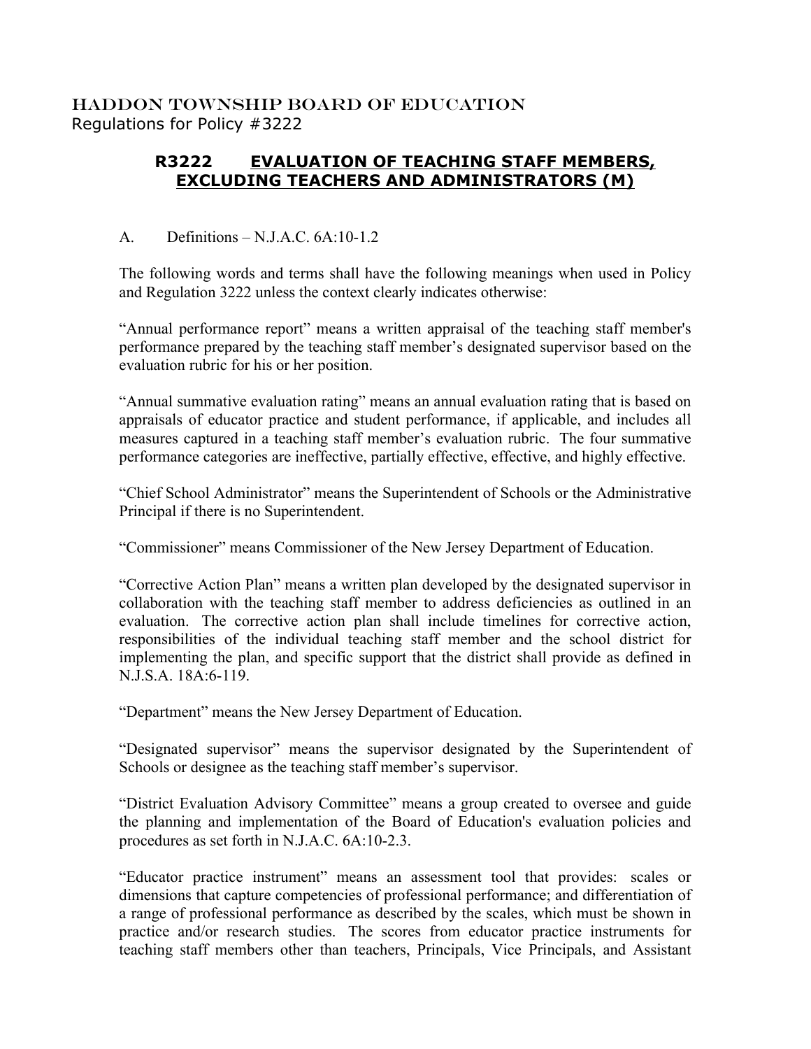HADDON TOWNSHIP BOARD OF EDUCATION
Regulations for Policy #3222

## R3222 EVALUATION OF TEACHING STAFF MEMBERS, EXCLUDING TEACHERS AND ADMINISTRATORS (M)

A. Definitions – N.J.A.C. 6A:10-1.2

The following words and terms shall have the following meanings when used in Policy and Regulation 3222 unless the context clearly indicates otherwise:

"Annual performance report" means a written appraisal of the teaching staff member's performance prepared by the teaching staff member's designated supervisor based on the evaluation rubric for his or her position.

"Annual summative evaluation rating" means an annual evaluation rating that is based on appraisals of educator practice and student performance, if applicable, and includes all measures captured in a teaching staff member's evaluation rubric. The four summative performance categories are ineffective, partially effective, effective, and highly effective.

"Chief School Administrator" means the Superintendent of Schools or the Administrative Principal if there is no Superintendent.

"Commissioner" means Commissioner of the New Jersey Department of Education.

"Corrective Action Plan" means a written plan developed by the designated supervisor in collaboration with the teaching staff member to address deficiencies as outlined in an evaluation. The corrective action plan shall include timelines for corrective action, responsibilities of the individual teaching staff member and the school district for implementing the plan, and specific support that the district shall provide as defined in N.J.S.A. 18A:6-119.

"Department" means the New Jersey Department of Education.

"Designated supervisor" means the supervisor designated by the Superintendent of Schools or designee as the teaching staff member's supervisor.

"District Evaluation Advisory Committee" means a group created to oversee and guide the planning and implementation of the Board of Education's evaluation policies and procedures as set forth in N.J.A.C. 6A:10-2.3.

"Educator practice instrument" means an assessment tool that provides: scales or dimensions that capture competencies of professional performance; and differentiation of a range of professional performance as described by the scales, which must be shown in practice and/or research studies. The scores from educator practice instruments for teaching staff members other than teachers, Principals, Vice Principals, and Assistant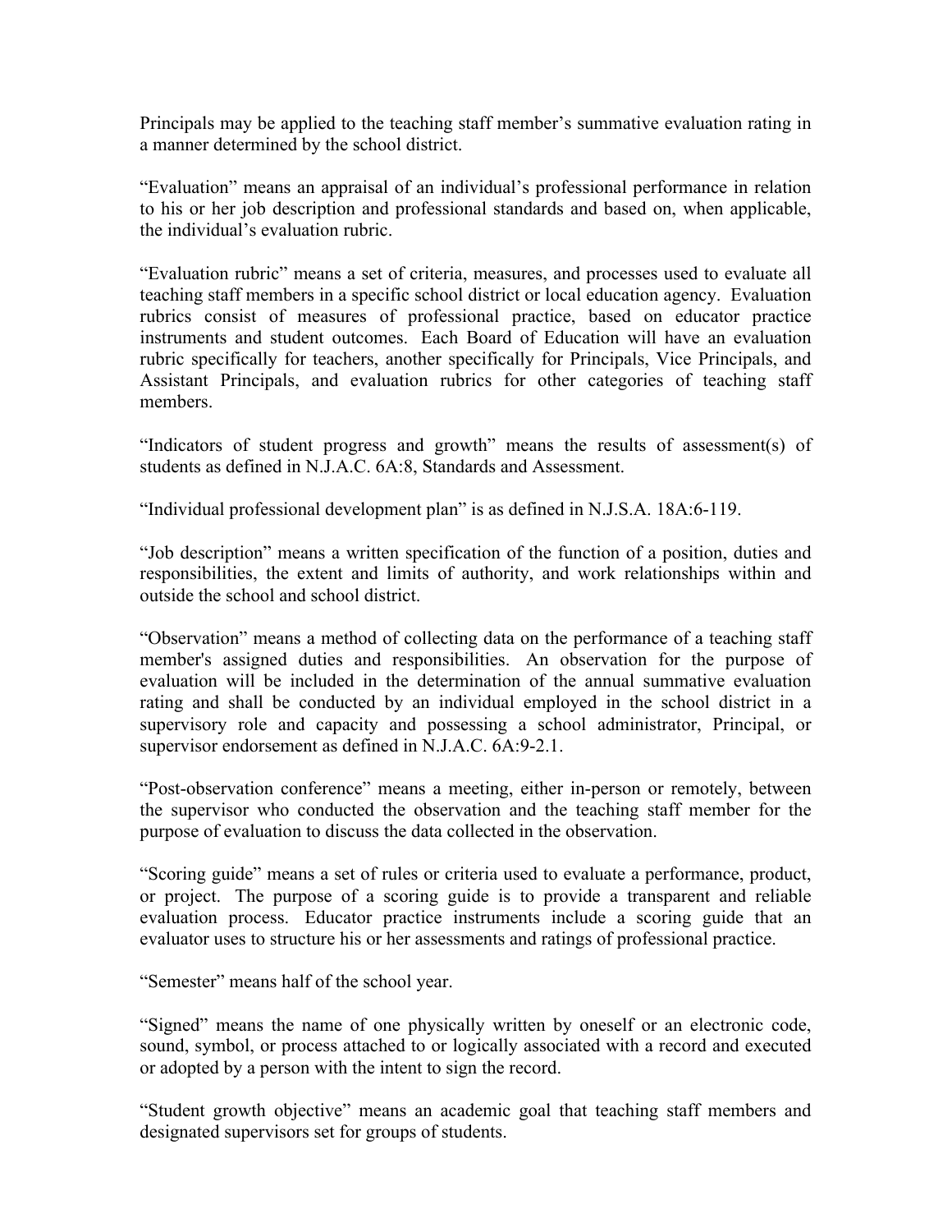Principals may be applied to the teaching staff member's summative evaluation rating in a manner determined by the school district.

"Evaluation" means an appraisal of an individual's professional performance in relation to his or her job description and professional standards and based on, when applicable, the individual's evaluation rubric.

"Evaluation rubric" means a set of criteria, measures, and processes used to evaluate all teaching staff members in a specific school district or local education agency. Evaluation rubrics consist of measures of professional practice, based on educator practice instruments and student outcomes. Each Board of Education will have an evaluation rubric specifically for teachers, another specifically for Principals, Vice Principals, and Assistant Principals, and evaluation rubrics for other categories of teaching staff members.

"Indicators of student progress and growth" means the results of assessment(s) of students as defined in N.J.A.C. 6A:8, Standards and Assessment.

"Individual professional development plan" is as defined in N.J.S.A. 18A:6-119.

"Job description" means a written specification of the function of a position, duties and responsibilities, the extent and limits of authority, and work relationships within and outside the school and school district.

"Observation" means a method of collecting data on the performance of a teaching staff member's assigned duties and responsibilities. An observation for the purpose of evaluation will be included in the determination of the annual summative evaluation rating and shall be conducted by an individual employed in the school district in a supervisory role and capacity and possessing a school administrator, Principal, or supervisor endorsement as defined in N.J.A.C. 6A:9-2.1.

"Post-observation conference" means a meeting, either in-person or remotely, between the supervisor who conducted the observation and the teaching staff member for the purpose of evaluation to discuss the data collected in the observation.

"Scoring guide" means a set of rules or criteria used to evaluate a performance, product, or project. The purpose of a scoring guide is to provide a transparent and reliable evaluation process. Educator practice instruments include a scoring guide that an evaluator uses to structure his or her assessments and ratings of professional practice.

"Semester" means half of the school year.

"Signed" means the name of one physically written by oneself or an electronic code, sound, symbol, or process attached to or logically associated with a record and executed or adopted by a person with the intent to sign the record.

"Student growth objective" means an academic goal that teaching staff members and designated supervisors set for groups of students.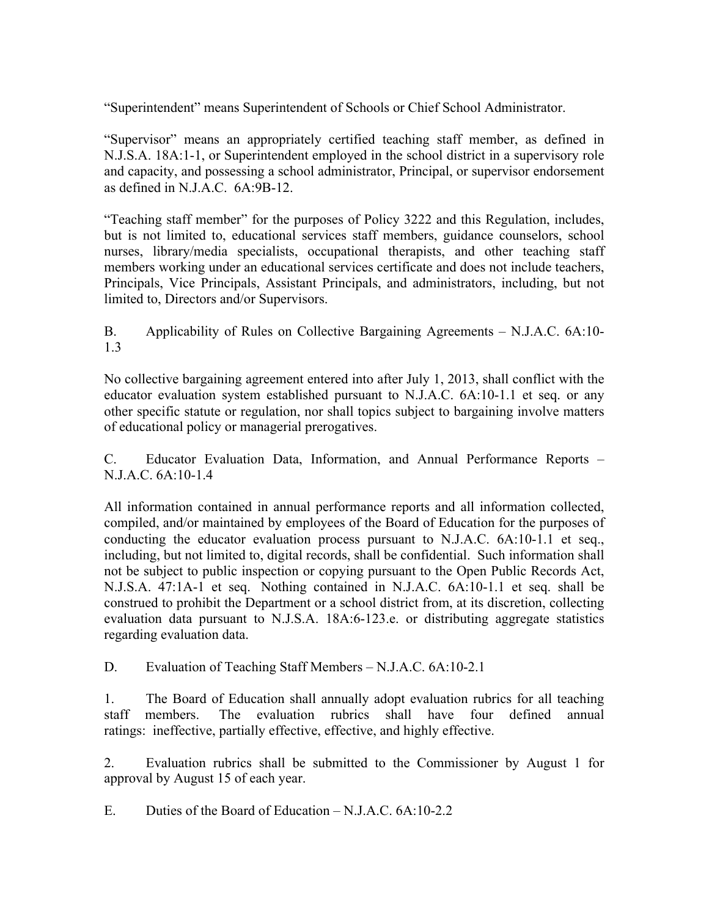"Superintendent" means Superintendent of Schools or Chief School Administrator.

"Supervisor" means an appropriately certified teaching staff member, as defined in N.J.S.A. 18A:1-1, or Superintendent employed in the school district in a supervisory role and capacity, and possessing a school administrator, Principal, or supervisor endorsement as defined in N.J.A.C. 6A:9B-12.

"Teaching staff member" for the purposes of Policy 3222 and this Regulation, includes, but is not limited to, educational services staff members, guidance counselors, school nurses, library/media specialists, occupational therapists, and other teaching staff members working under an educational services certificate and does not include teachers, Principals, Vice Principals, Assistant Principals, and administrators, including, but not limited to, Directors and/or Supervisors.

B. Applicability of Rules on Collective Bargaining Agreements – N.J.A.C. 6A:10-1.3

No collective bargaining agreement entered into after July 1, 2013, shall conflict with the educator evaluation system established pursuant to N.J.A.C. 6A:10-1.1 et seq. or any other specific statute or regulation, nor shall topics subject to bargaining involve matters of educational policy or managerial prerogatives.

C. Educator Evaluation Data, Information, and Annual Performance Reports – N.J.A.C. 6A:10-1.4

All information contained in annual performance reports and all information collected, compiled, and/or maintained by employees of the Board of Education for the purposes of conducting the educator evaluation process pursuant to N.J.A.C. 6A:10-1.1 et seq., including, but not limited to, digital records, shall be confidential. Such information shall not be subject to public inspection or copying pursuant to the Open Public Records Act, N.J.S.A. 47:1A-1 et seq. Nothing contained in N.J.A.C. 6A:10-1.1 et seq. shall be construed to prohibit the Department or a school district from, at its discretion, collecting evaluation data pursuant to N.J.S.A. 18A:6-123.e. or distributing aggregate statistics regarding evaluation data.

D. Evaluation of Teaching Staff Members – N.J.A.C. 6A:10-2.1

1. The Board of Education shall annually adopt evaluation rubrics for all teaching staff members. The evaluation rubrics shall have four defined annual ratings: ineffective, partially effective, effective, and highly effective.

2. Evaluation rubrics shall be submitted to the Commissioner by August 1 for approval by August 15 of each year.

E. Duties of the Board of Education – N.J.A.C. 6A:10-2.2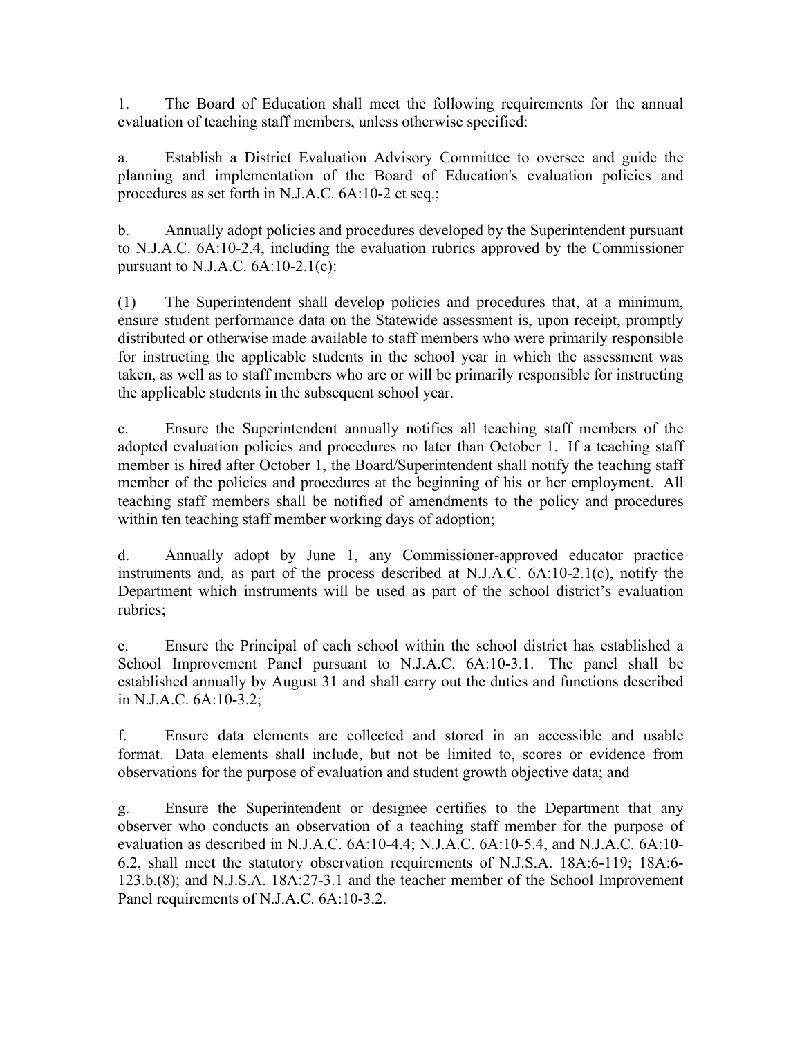1. The Board of Education shall meet the following requirements for the annual evaluation of teaching staff members, unless otherwise specified:

a. Establish a District Evaluation Advisory Committee to oversee and guide the planning and implementation of the Board of Education's evaluation policies and procedures as set forth in N.J.A.C. 6A:10-2 et seq.;

b. Annually adopt policies and procedures developed by the Superintendent pursuant to N.J.A.C. 6A:10-2.4, including the evaluation rubrics approved by the Commissioner pursuant to N.J.A.C. 6A:10-2.1(c):

(1) The Superintendent shall develop policies and procedures that, at a minimum, ensure student performance data on the Statewide assessment is, upon receipt, promptly distributed or otherwise made available to staff members who were primarily responsible for instructing the applicable students in the school year in which the assessment was taken, as well as to staff members who are or will be primarily responsible for instructing the applicable students in the subsequent school year.

c. Ensure the Superintendent annually notifies all teaching staff members of the adopted evaluation policies and procedures no later than October 1. If a teaching staff member is hired after October 1, the Board/Superintendent shall notify the teaching staff member of the policies and procedures at the beginning of his or her employment. All teaching staff members shall be notified of amendments to the policy and procedures within ten teaching staff member working days of adoption;

d. Annually adopt by June 1, any Commissioner-approved educator practice instruments and, as part of the process described at N.J.A.C. 6A:10-2.1(c), notify the Department which instruments will be used as part of the school district's evaluation rubrics;

e. Ensure the Principal of each school within the school district has established a School Improvement Panel pursuant to N.J.A.C. 6A:10-3.1. The panel shall be established annually by August 31 and shall carry out the duties and functions described in N.J.A.C. 6A:10-3.2;

f. Ensure data elements are collected and stored in an accessible and usable format. Data elements shall include, but not be limited to, scores or evidence from observations for the purpose of evaluation and student growth objective data; and

g. Ensure the Superintendent or designee certifies to the Department that any observer who conducts an observation of a teaching staff member for the purpose of evaluation as described in N.J.A.C. 6A:10-4.4; N.J.A.C. 6A:10-5.4, and N.J.A.C. 6A:10-6.2, shall meet the statutory observation requirements of N.J.S.A. 18A:6-119; 18A:6-123.b.(8); and N.J.S.A. 18A:27-3.1 and the teacher member of the School Improvement Panel requirements of N.J.A.C. 6A:10-3.2.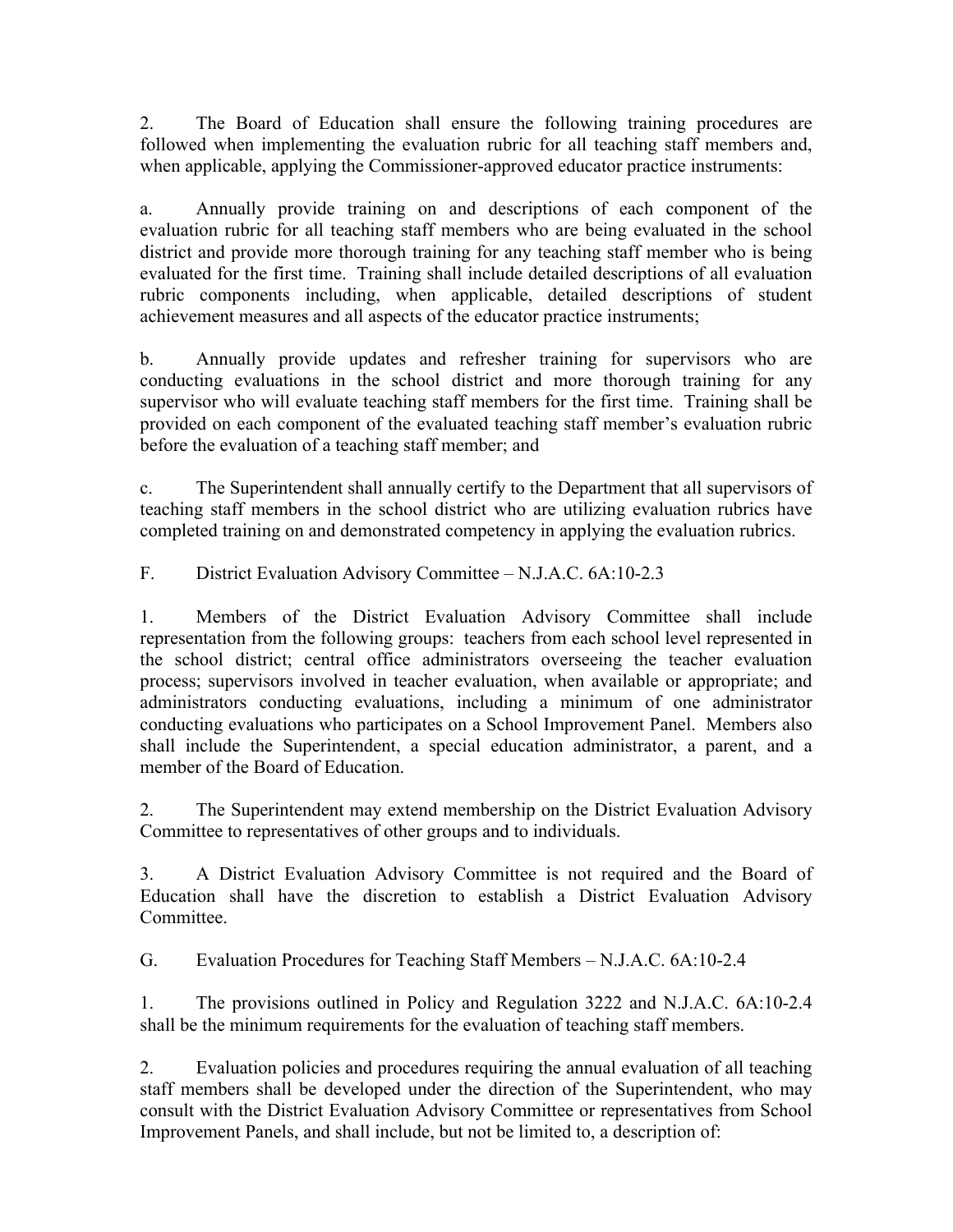2. The Board of Education shall ensure the following training procedures are followed when implementing the evaluation rubric for all teaching staff members and, when applicable, applying the Commissioner-approved educator practice instruments:

a. Annually provide training on and descriptions of each component of the evaluation rubric for all teaching staff members who are being evaluated in the school district and provide more thorough training for any teaching staff member who is being evaluated for the first time. Training shall include detailed descriptions of all evaluation rubric components including, when applicable, detailed descriptions of student achievement measures and all aspects of the educator practice instruments;

b. Annually provide updates and refresher training for supervisors who are conducting evaluations in the school district and more thorough training for any supervisor who will evaluate teaching staff members for the first time. Training shall be provided on each component of the evaluated teaching staff member's evaluation rubric before the evaluation of a teaching staff member; and

c. The Superintendent shall annually certify to the Department that all supervisors of teaching staff members in the school district who are utilizing evaluation rubrics have completed training on and demonstrated competency in applying the evaluation rubrics.

F. District Evaluation Advisory Committee – N.J.A.C. 6A:10-2.3

1. Members of the District Evaluation Advisory Committee shall include representation from the following groups: teachers from each school level represented in the school district; central office administrators overseeing the teacher evaluation process; supervisors involved in teacher evaluation, when available or appropriate; and administrators conducting evaluations, including a minimum of one administrator conducting evaluations who participates on a School Improvement Panel. Members also shall include the Superintendent, a special education administrator, a parent, and a member of the Board of Education.

2. The Superintendent may extend membership on the District Evaluation Advisory Committee to representatives of other groups and to individuals.

3. A District Evaluation Advisory Committee is not required and the Board of Education shall have the discretion to establish a District Evaluation Advisory Committee.

G. Evaluation Procedures for Teaching Staff Members – N.J.A.C. 6A:10-2.4

1. The provisions outlined in Policy and Regulation 3222 and N.J.A.C. 6A:10-2.4 shall be the minimum requirements for the evaluation of teaching staff members.

2. Evaluation policies and procedures requiring the annual evaluation of all teaching staff members shall be developed under the direction of the Superintendent, who may consult with the District Evaluation Advisory Committee or representatives from School Improvement Panels, and shall include, but not be limited to, a description of: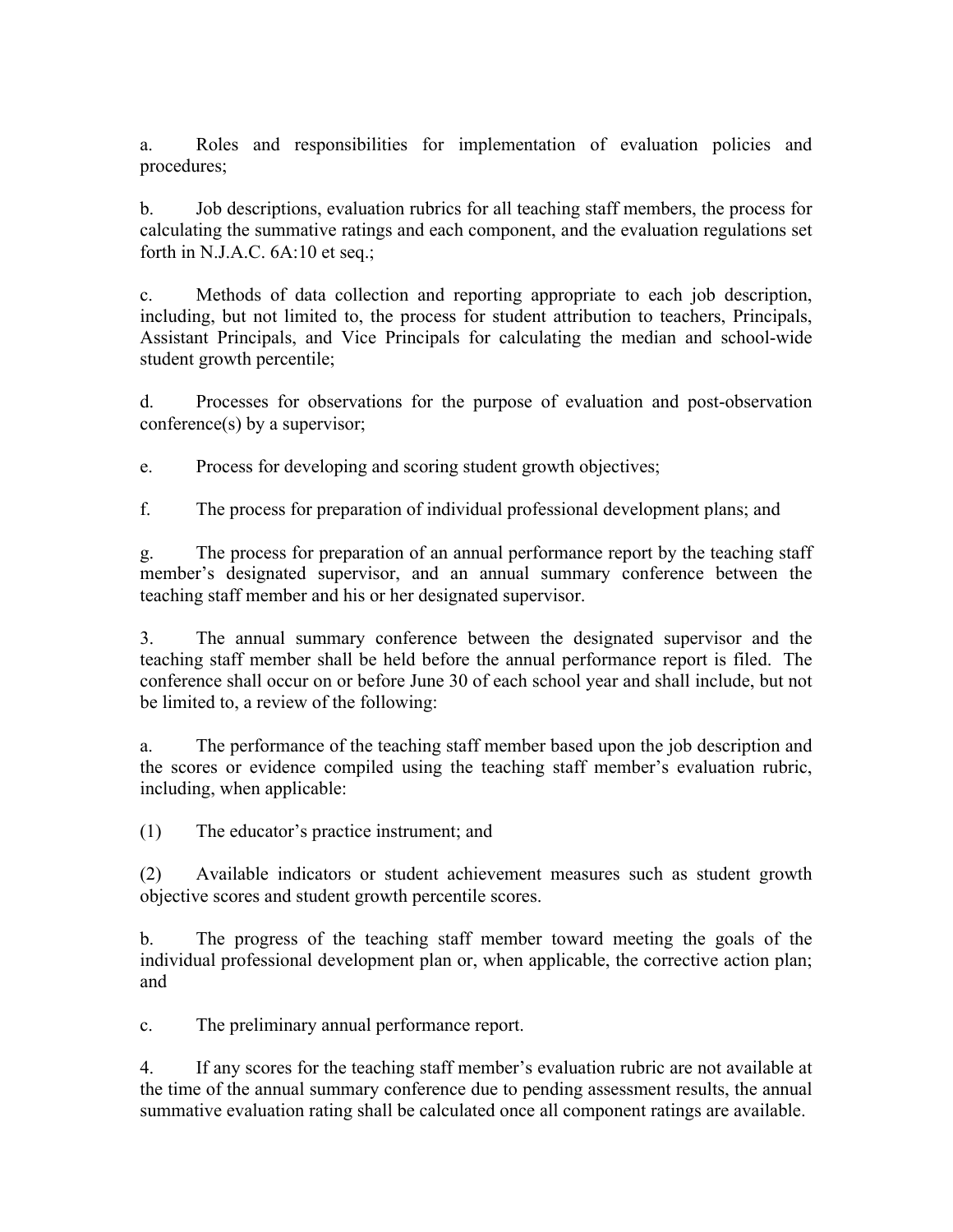a. Roles and responsibilities for implementation of evaluation policies and procedures;

b. Job descriptions, evaluation rubrics for all teaching staff members, the process for calculating the summative ratings and each component, and the evaluation regulations set forth in N.J.A.C. 6A:10 et seq.;

c. Methods of data collection and reporting appropriate to each job description, including, but not limited to, the process for student attribution to teachers, Principals, Assistant Principals, and Vice Principals for calculating the median and school-wide student growth percentile;

d. Processes for observations for the purpose of evaluation and post-observation conference(s) by a supervisor;

e. Process for developing and scoring student growth objectives;

f. The process for preparation of individual professional development plans; and

g. The process for preparation of an annual performance report by the teaching staff member's designated supervisor, and an annual summary conference between the teaching staff member and his or her designated supervisor.

3. The annual summary conference between the designated supervisor and the teaching staff member shall be held before the annual performance report is filed. The conference shall occur on or before June 30 of each school year and shall include, but not be limited to, a review of the following:

a. The performance of the teaching staff member based upon the job description and the scores or evidence compiled using the teaching staff member's evaluation rubric, including, when applicable:

(1) The educator's practice instrument; and

(2) Available indicators or student achievement measures such as student growth objective scores and student growth percentile scores.

b. The progress of the teaching staff member toward meeting the goals of the individual professional development plan or, when applicable, the corrective action plan; and

c. The preliminary annual performance report.

4. If any scores for the teaching staff member's evaluation rubric are not available at the time of the annual summary conference due to pending assessment results, the annual summative evaluation rating shall be calculated once all component ratings are available.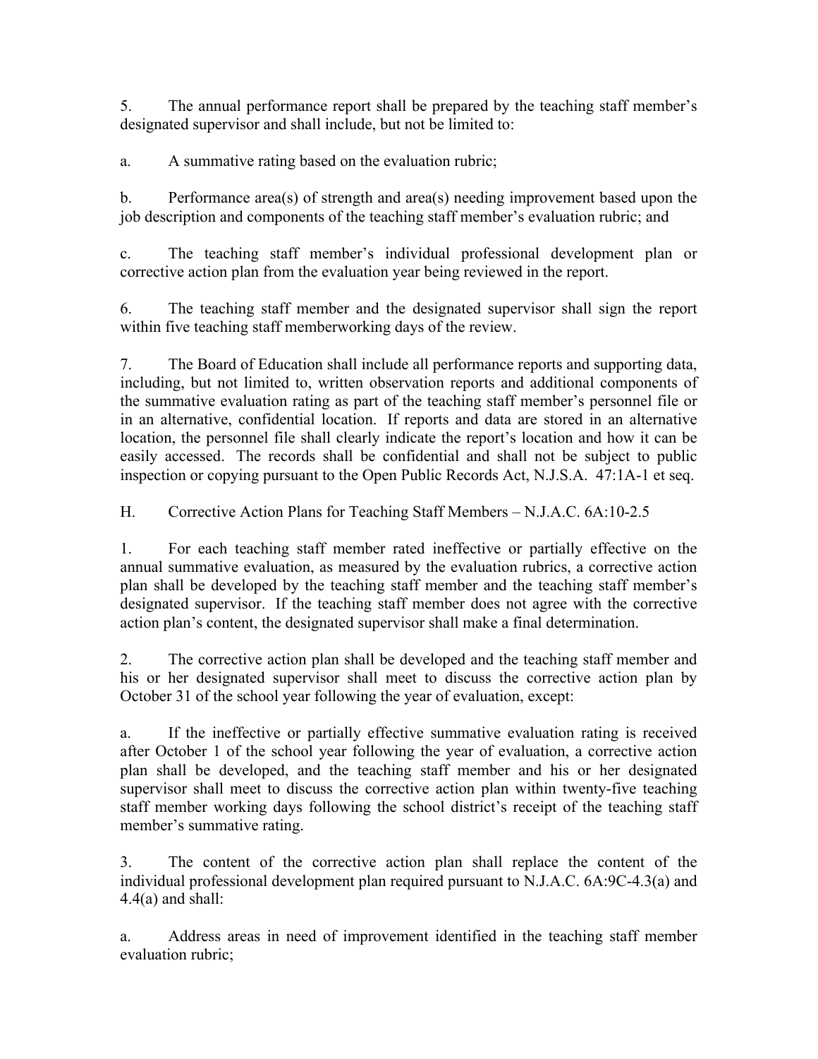5. The annual performance report shall be prepared by the teaching staff member's designated supervisor and shall include, but not be limited to:

a. A summative rating based on the evaluation rubric;

b. Performance area(s) of strength and area(s) needing improvement based upon the job description and components of the teaching staff member's evaluation rubric; and

c. The teaching staff member's individual professional development plan or corrective action plan from the evaluation year being reviewed in the report.

6. The teaching staff member and the designated supervisor shall sign the report within five teaching staff memberworking days of the review.

7. The Board of Education shall include all performance reports and supporting data, including, but not limited to, written observation reports and additional components of the summative evaluation rating as part of the teaching staff member's personnel file or in an alternative, confidential location. If reports and data are stored in an alternative location, the personnel file shall clearly indicate the report's location and how it can be easily accessed. The records shall be confidential and shall not be subject to public inspection or copying pursuant to the Open Public Records Act, N.J.S.A. 47:1A-1 et seq.

H. Corrective Action Plans for Teaching Staff Members – N.J.A.C. 6A:10-2.5

1. For each teaching staff member rated ineffective or partially effective on the annual summative evaluation, as measured by the evaluation rubrics, a corrective action plan shall be developed by the teaching staff member and the teaching staff member's designated supervisor. If the teaching staff member does not agree with the corrective action plan's content, the designated supervisor shall make a final determination.

2. The corrective action plan shall be developed and the teaching staff member and his or her designated supervisor shall meet to discuss the corrective action plan by October 31 of the school year following the year of evaluation, except:

a. If the ineffective or partially effective summative evaluation rating is received after October 1 of the school year following the year of evaluation, a corrective action plan shall be developed, and the teaching staff member and his or her designated supervisor shall meet to discuss the corrective action plan within twenty-five teaching staff member working days following the school district's receipt of the teaching staff member's summative rating.

3. The content of the corrective action plan shall replace the content of the individual professional development plan required pursuant to N.J.A.C. 6A:9C-4.3(a) and 4.4(a) and shall:

a. Address areas in need of improvement identified in the teaching staff member evaluation rubric;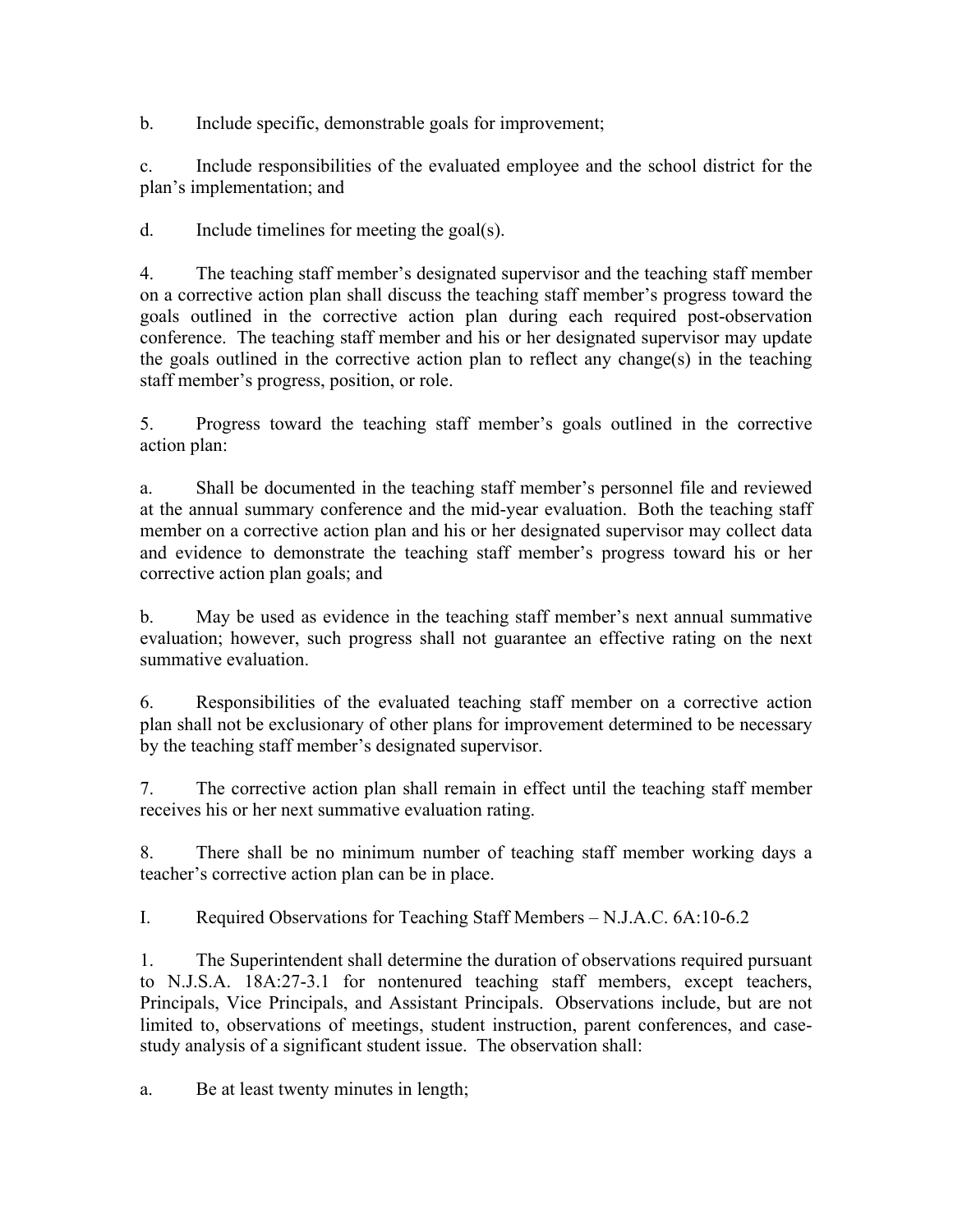b. Include specific, demonstrable goals for improvement;

c. Include responsibilities of the evaluated employee and the school district for the plan's implementation; and

d. Include timelines for meeting the goal(s).

4. The teaching staff member's designated supervisor and the teaching staff member on a corrective action plan shall discuss the teaching staff member's progress toward the goals outlined in the corrective action plan during each required post-observation conference. The teaching staff member and his or her designated supervisor may update the goals outlined in the corrective action plan to reflect any change(s) in the teaching staff member's progress, position, or role.

5. Progress toward the teaching staff member's goals outlined in the corrective action plan:

a. Shall be documented in the teaching staff member's personnel file and reviewed at the annual summary conference and the mid-year evaluation. Both the teaching staff member on a corrective action plan and his or her designated supervisor may collect data and evidence to demonstrate the teaching staff member's progress toward his or her corrective action plan goals; and

b. May be used as evidence in the teaching staff member's next annual summative evaluation; however, such progress shall not guarantee an effective rating on the next summative evaluation.

6. Responsibilities of the evaluated teaching staff member on a corrective action plan shall not be exclusionary of other plans for improvement determined to be necessary by the teaching staff member's designated supervisor.

7. The corrective action plan shall remain in effect until the teaching staff member receives his or her next summative evaluation rating.

8. There shall be no minimum number of teaching staff member working days a teacher's corrective action plan can be in place.

I. Required Observations for Teaching Staff Members – N.J.A.C. 6A:10-6.2

1. The Superintendent shall determine the duration of observations required pursuant to N.J.S.A. 18A:27-3.1 for nontenured teaching staff members, except teachers, Principals, Vice Principals, and Assistant Principals. Observations include, but are not limited to, observations of meetings, student instruction, parent conferences, and case-study analysis of a significant student issue. The observation shall:

a. Be at least twenty minutes in length;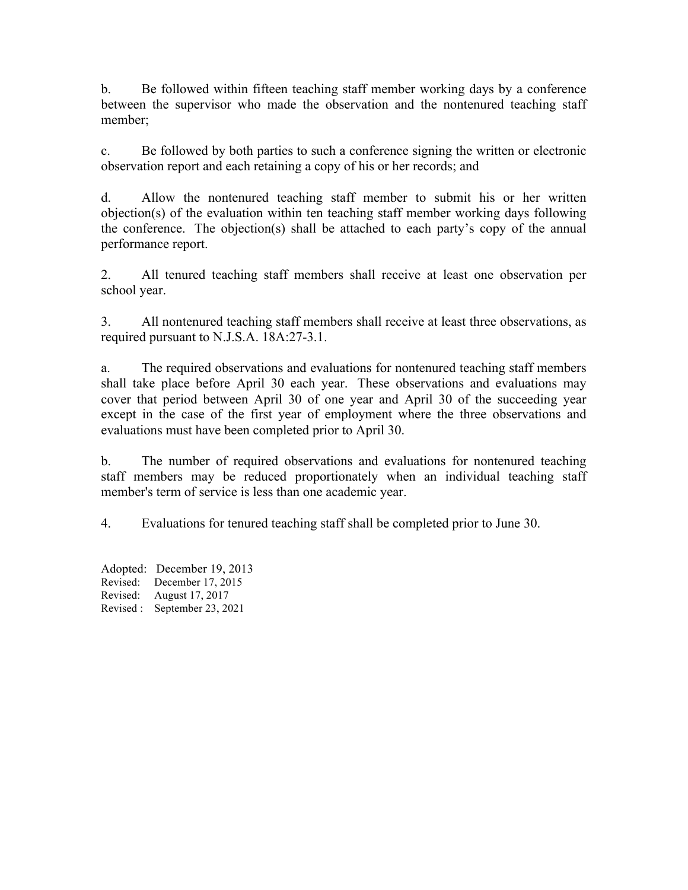b. Be followed within fifteen teaching staff member working days by a conference between the supervisor who made the observation and the nontenured teaching staff member;

c. Be followed by both parties to such a conference signing the written or electronic observation report and each retaining a copy of his or her records; and

d. Allow the nontenured teaching staff member to submit his or her written objection(s) of the evaluation within ten teaching staff member working days following the conference. The objection(s) shall be attached to each party's copy of the annual performance report.

2. All tenured teaching staff members shall receive at least one observation per school year.

3. All nontenured teaching staff members shall receive at least three observations, as required pursuant to N.J.S.A. 18A:27-3.1.

a. The required observations and evaluations for nontenured teaching staff members shall take place before April 30 each year. These observations and evaluations may cover that period between April 30 of one year and April 30 of the succeeding year except in the case of the first year of employment where the three observations and evaluations must have been completed prior to April 30.

b. The number of required observations and evaluations for nontenured teaching staff members may be reduced proportionately when an individual teaching staff member's term of service is less than one academic year.

4. Evaluations for tenured teaching staff shall be completed prior to June 30.

Adopted: December 19, 2013
Revised: December 17, 2015
Revised: August 17, 2017
Revised : September 23, 2021